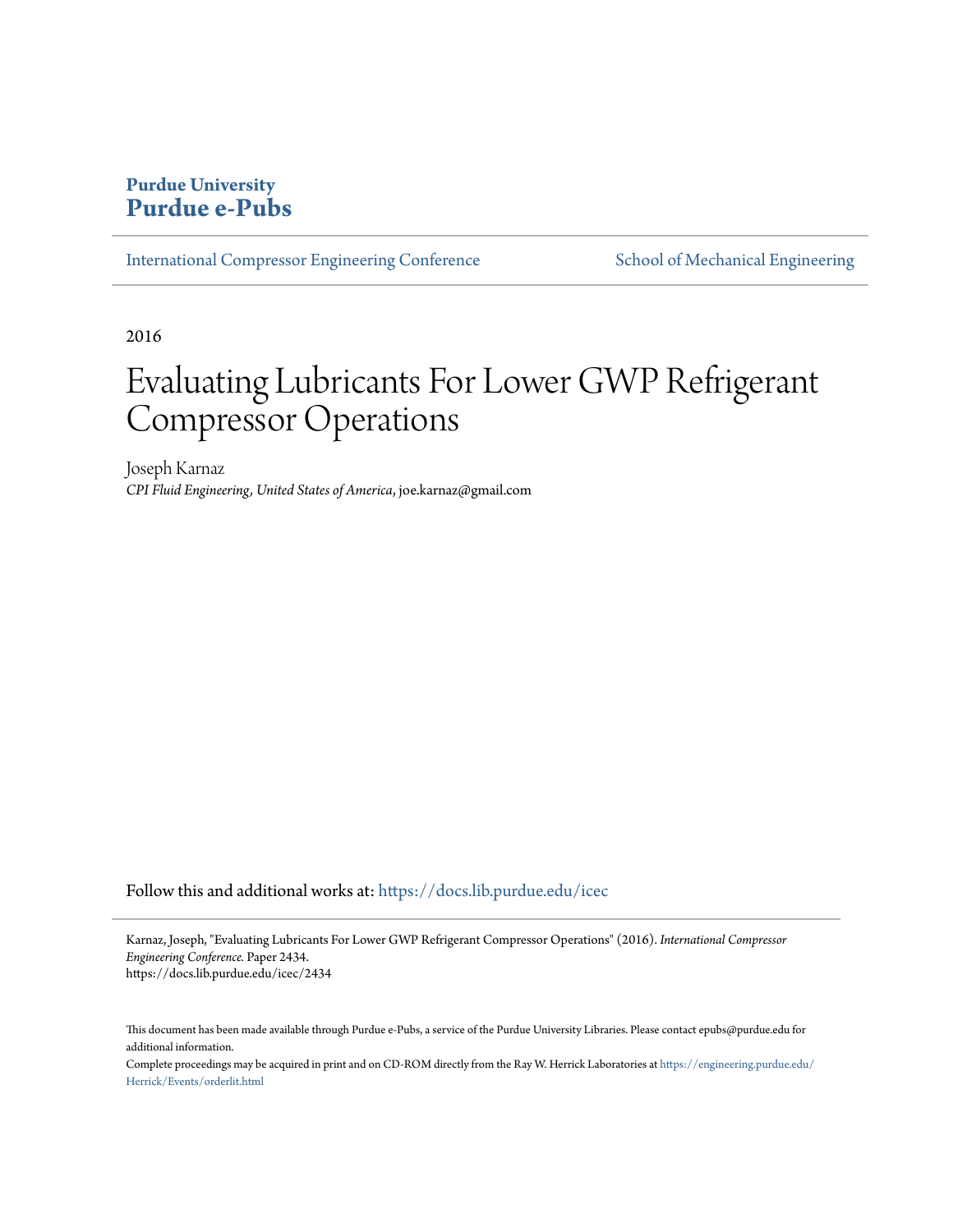**Purdue University**
# Purdue e-Pubs

International Compressor Engineering Conference | School of Mechanical Engineering

2016

# Evaluating Lubricants For Lower GWP Refrigerant Compressor Operations

Joseph Karnaz
*CPI Fluid Engineering, United States of America*, joe.karnaz@gmail.com

Follow this and additional works at: https://docs.lib.purdue.edu/icec

Karnaz, Joseph, "Evaluating Lubricants For Lower GWP Refrigerant Compressor Operations" (2016). *International Compressor Engineering Conference.* Paper 2434.
https://docs.lib.purdue.edu/icec/2434

This document has been made available through Purdue e-Pubs, a service of the Purdue University Libraries. Please contact epubs@purdue.edu for additional information.
Complete proceedings may be acquired in print and on CD-ROM directly from the Ray W. Herrick Laboratories at https://engineering.purdue.edu/Herrick/Events/orderlit.html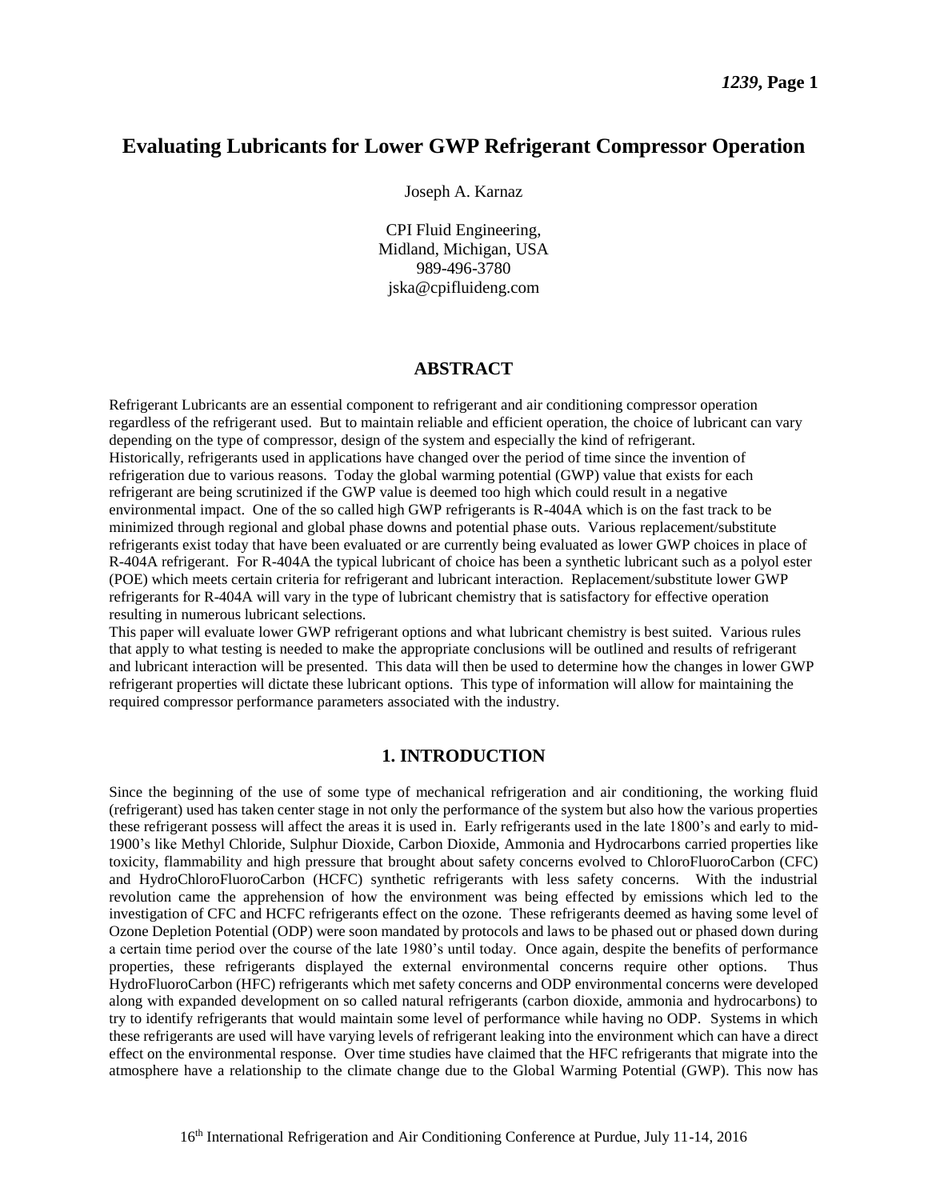# Evaluating Lubricants for Lower GWP Refrigerant Compressor Operation

Joseph A. Karnaz

CPI Fluid Engineering,
Midland, Michigan, USA
989-496-3780
jska@cpifluideng.com

## ABSTRACT

Refrigerant Lubricants are an essential component to refrigerant and air conditioning compressor operation regardless of the refrigerant used. But to maintain reliable and efficient operation, the choice of lubricant can vary depending on the type of compressor, design of the system and especially the kind of refrigerant.
Historically, refrigerants used in applications have changed over the period of time since the invention of refrigeration due to various reasons. Today the global warming potential (GWP) value that exists for each refrigerant are being scrutinized if the GWP value is deemed too high which could result in a negative environmental impact. One of the so called high GWP refrigerants is R-404A which is on the fast track to be minimized through regional and global phase downs and potential phase outs. Various replacement/substitute refrigerants exist today that have been evaluated or are currently being evaluated as lower GWP choices in place of R-404A refrigerant. For R-404A the typical lubricant of choice has been a synthetic lubricant such as a polyol ester (POE) which meets certain criteria for refrigerant and lubricant interaction. Replacement/substitute lower GWP refrigerants for R-404A will vary in the type of lubricant chemistry that is satisfactory for effective operation resulting in numerous lubricant selections.
This paper will evaluate lower GWP refrigerant options and what lubricant chemistry is best suited. Various rules that apply to what testing is needed to make the appropriate conclusions will be outlined and results of refrigerant and lubricant interaction will be presented. This data will then be used to determine how the changes in lower GWP refrigerant properties will dictate these lubricant options. This type of information will allow for maintaining the required compressor performance parameters associated with the industry.

## 1. INTRODUCTION

Since the beginning of the use of some type of mechanical refrigeration and air conditioning, the working fluid (refrigerant) used has taken center stage in not only the performance of the system but also how the various properties these refrigerant possess will affect the areas it is used in. Early refrigerants used in the late 1800's and early to mid-1900's like Methyl Chloride, Sulphur Dioxide, Carbon Dioxide, Ammonia and Hydrocarbons carried properties like toxicity, flammability and high pressure that brought about safety concerns evolved to ChloroFluoroCarbon (CFC) and HydroChloroFluoroCarbon (HCFC) synthetic refrigerants with less safety concerns. With the industrial revolution came the apprehension of how the environment was being effected by emissions which led to the investigation of CFC and HCFC refrigerants effect on the ozone. These refrigerants deemed as having some level of Ozone Depletion Potential (ODP) were soon mandated by protocols and laws to be phased out or phased down during a certain time period over the course of the late 1980's until today. Once again, despite the benefits of performance properties, these refrigerants displayed the external environmental concerns require other options. Thus HydroFluoroCarbon (HFC) refrigerants which met safety concerns and ODP environmental concerns were developed along with expanded development on so called natural refrigerants (carbon dioxide, ammonia and hydrocarbons) to try to identify refrigerants that would maintain some level of performance while having no ODP. Systems in which these refrigerants are used will have varying levels of refrigerant leaking into the environment which can have a direct effect on the environmental response. Over time studies have claimed that the HFC refrigerants that migrate into the atmosphere have a relationship to the climate change due to the Global Warming Potential (GWP). This now has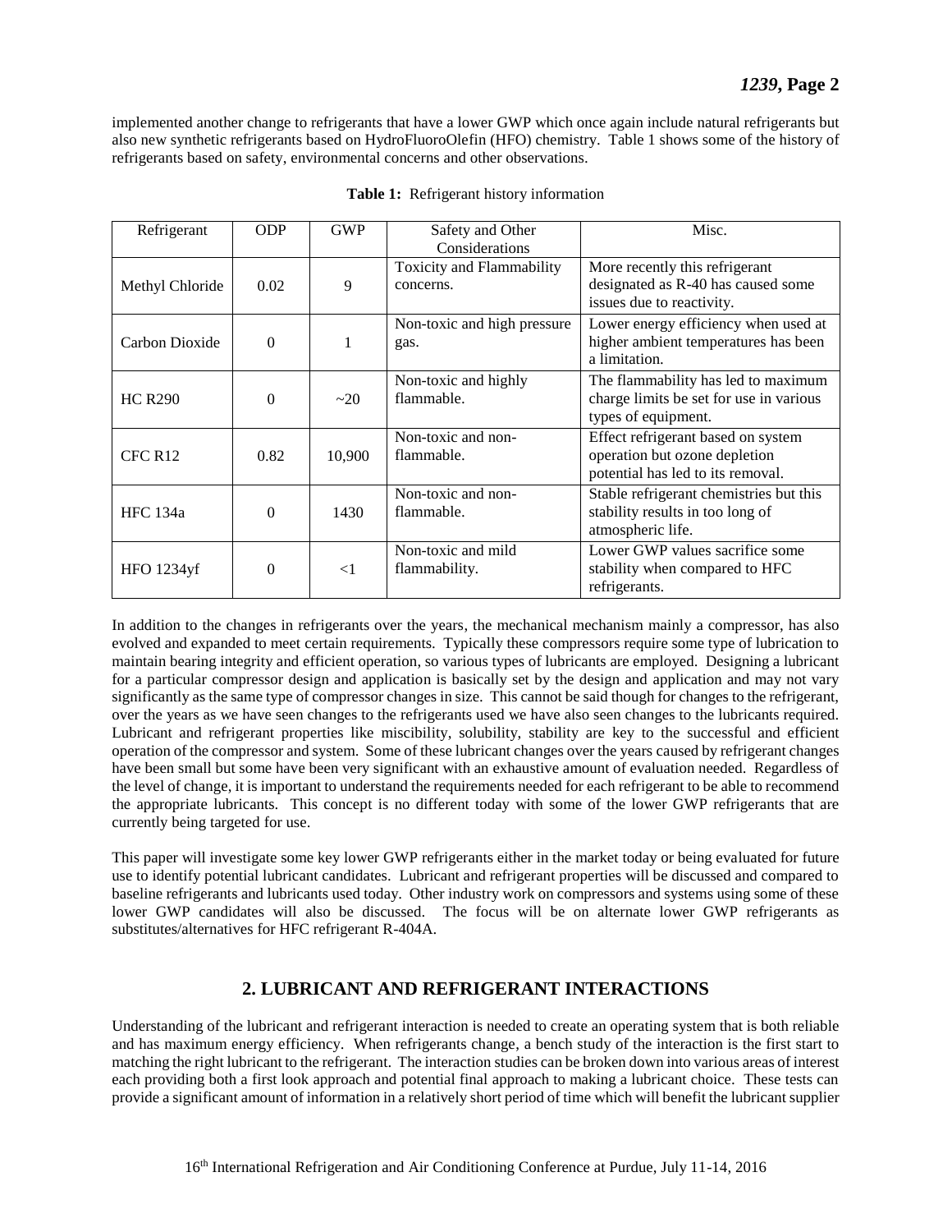implemented another change to refrigerants that have a lower GWP which once again include natural refrigerants but also new synthetic refrigerants based on HydroFluoroOlefin (HFO) chemistry. Table 1 shows some of the history of refrigerants based on safety, environmental concerns and other observations.

**Table 1:** Refrigerant history information

| Refrigerant | ODP | GWP | Safety and Other Considerations | Misc. |
| --- | --- | --- | --- | --- |
| Methyl Chloride | 0.02 | 9 | Toxicity and Flammability concerns. | More recently this refrigerant designated as R-40 has caused some issues due to reactivity. |
| Carbon Dioxide | 0 | 1 | Non-toxic and high pressure gas. | Lower energy efficiency when used at higher ambient temperatures has been a limitation. |
| HC R290 | 0 | ~20 | Non-toxic and highly flammable. | The flammability has led to maximum charge limits be set for use in various types of equipment. |
| CFC R12 | 0.82 | 10,900 | Non-toxic and non-flammable. | Effect refrigerant based on system operation but ozone depletion potential has led to its removal. |
| HFC 134a | 0 | 1430 | Non-toxic and non-flammable. | Stable refrigerant chemistries but this stability results in too long of atmospheric life. |
| HFO 1234yf | 0 | <1 | Non-toxic and mild flammability. | Lower GWP values sacrifice some stability when compared to HFC refrigerants. |

In addition to the changes in refrigerants over the years, the mechanical mechanism mainly a compressor, has also evolved and expanded to meet certain requirements. Typically these compressors require some type of lubrication to maintain bearing integrity and efficient operation, so various types of lubricants are employed. Designing a lubricant for a particular compressor design and application is basically set by the design and application and may not vary significantly as the same type of compressor changes in size. This cannot be said though for changes to the refrigerant, over the years as we have seen changes to the refrigerants used we have also seen changes to the lubricants required. Lubricant and refrigerant properties like miscibility, solubility, stability are key to the successful and efficient operation of the compressor and system. Some of these lubricant changes over the years caused by refrigerant changes have been small but some have been very significant with an exhaustive amount of evaluation needed. Regardless of the level of change, it is important to understand the requirements needed for each refrigerant to be able to recommend the appropriate lubricants. This concept is no different today with some of the lower GWP refrigerants that are currently being targeted for use.

This paper will investigate some key lower GWP refrigerants either in the market today or being evaluated for future use to identify potential lubricant candidates. Lubricant and refrigerant properties will be discussed and compared to baseline refrigerants and lubricants used today. Other industry work on compressors and systems using some of these lower GWP candidates will also be discussed. The focus will be on alternate lower GWP refrigerants as substitutes/alternatives for HFC refrigerant R-404A.

## 2. LUBRICANT AND REFRIGERANT INTERACTIONS

Understanding of the lubricant and refrigerant interaction is needed to create an operating system that is both reliable and has maximum energy efficiency. When refrigerants change, a bench study of the interaction is the first start to matching the right lubricant to the refrigerant. The interaction studies can be broken down into various areas of interest each providing both a first look approach and potential final approach to making a lubricant choice. These tests can provide a significant amount of information in a relatively short period of time which will benefit the lubricant supplier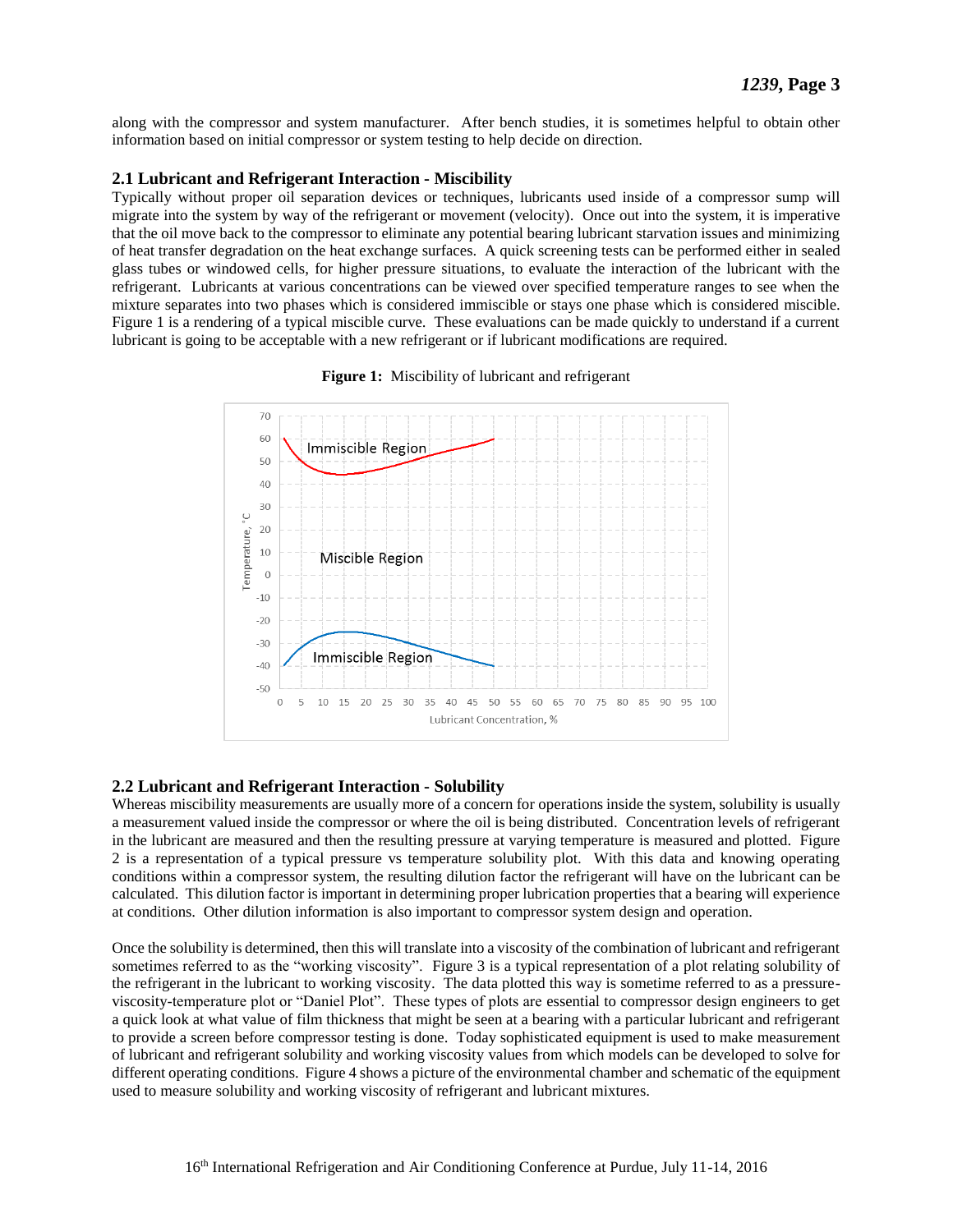along with the compressor and system manufacturer. After bench studies, it is sometimes helpful to obtain other information based on initial compressor or system testing to help decide on direction.

## 2.1 Lubricant and Refrigerant Interaction - Miscibility

Typically without proper oil separation devices or techniques, lubricants used inside of a compressor sump will migrate into the system by way of the refrigerant or movement (velocity). Once out into the system, it is imperative that the oil move back to the compressor to eliminate any potential bearing lubricant starvation issues and minimizing of heat transfer degradation on the heat exchange surfaces. A quick screening tests can be performed either in sealed glass tubes or windowed cells, for higher pressure situations, to evaluate the interaction of the lubricant with the refrigerant. Lubricants at various concentrations can be viewed over specified temperature ranges to see when the mixture separates into two phases which is considered immiscible or stays one phase which is considered miscible. Figure 1 is a rendering of a typical miscible curve. These evaluations can be made quickly to understand if a current lubricant is going to be acceptable with a new refrigerant or if lubricant modifications are required.

**Figure 1:** Miscibility of lubricant and refrigerant

## 2.2 Lubricant and Refrigerant Interaction - Solubility

Whereas miscibility measurements are usually more of a concern for operations inside the system, solubility is usually a measurement valued inside the compressor or where the oil is being distributed. Concentration levels of refrigerant in the lubricant are measured and then the resulting pressure at varying temperature is measured and plotted. Figure 2 is a representation of a typical pressure vs temperature solubility plot. With this data and knowing operating conditions within a compressor system, the resulting dilution factor the refrigerant will have on the lubricant can be calculated. This dilution factor is important in determining proper lubrication properties that a bearing will experience at conditions. Other dilution information is also important to compressor system design and operation.

Once the solubility is determined, then this will translate into a viscosity of the combination of lubricant and refrigerant sometimes referred to as the "working viscosity". Figure 3 is a typical representation of a plot relating solubility of the refrigerant in the lubricant to working viscosity. The data plotted this way is sometime referred to as a pressure-viscosity-temperature plot or "Daniel Plot". These types of plots are essential to compressor design engineers to get a quick look at what value of film thickness that might be seen at a bearing with a particular lubricant and refrigerant to provide a screen before compressor testing is done. Today sophisticated equipment is used to make measurement of lubricant and refrigerant solubility and working viscosity values from which models can be developed to solve for different operating conditions. Figure 4 shows a picture of the environmental chamber and schematic of the equipment used to measure solubility and working viscosity of refrigerant and lubricant mixtures.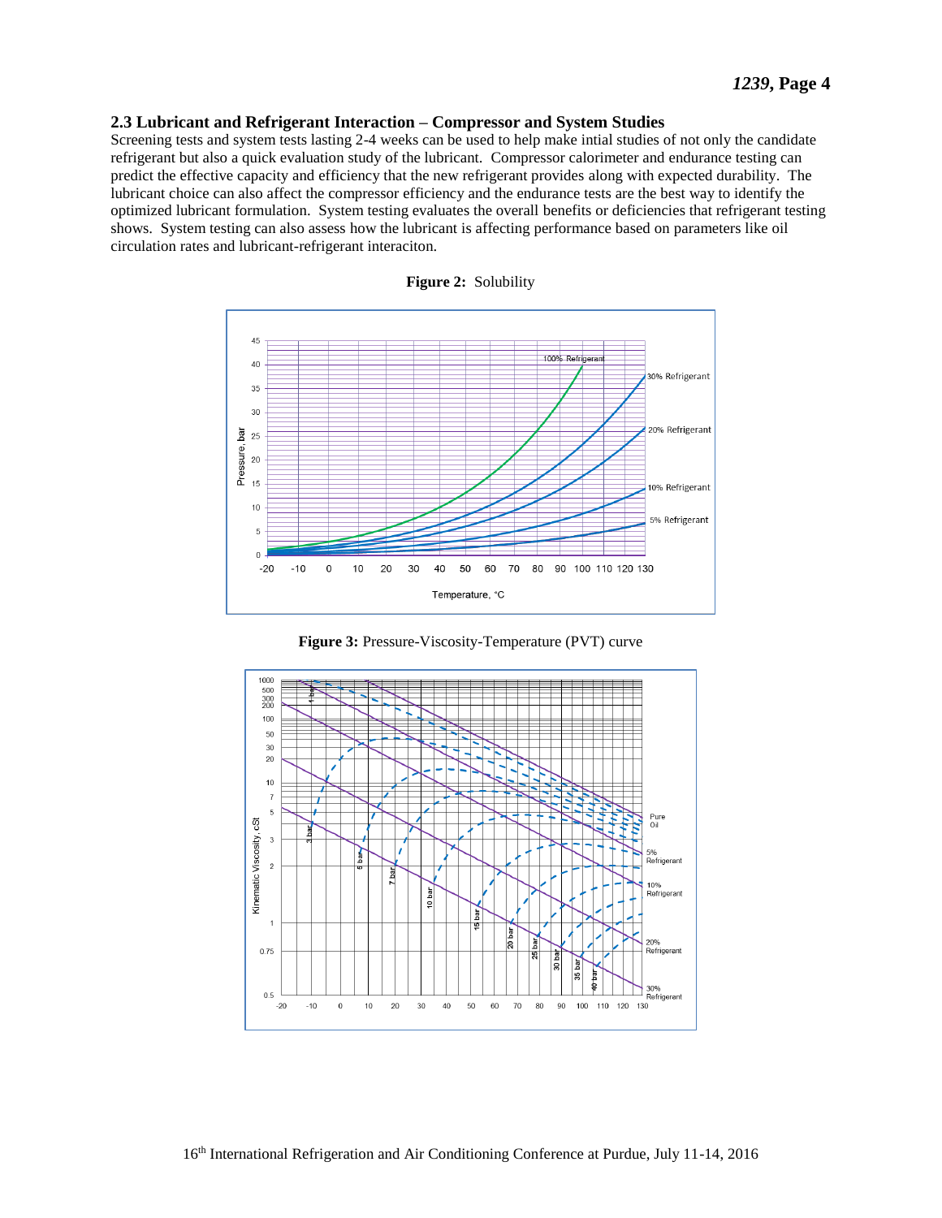## 2.3 Lubricant and Refrigerant Interaction – Compressor and System Studies

Screening tests and system tests lasting 2-4 weeks can be used to help make intial studies of not only the candidate refrigerant but also a quick evaluation study of the lubricant. Compressor calorimeter and endurance testing can predict the effective capacity and efficiency that the new refrigerant provides along with expected durability. The lubricant choice can also affect the compressor efficiency and the endurance tests are the best way to identify the optimized lubricant formulation. System testing evaluates the overall benefits or deficiencies that refrigerant testing shows. System testing can also assess how the lubricant is affecting performance based on parameters like oil circulation rates and lubricant-refrigerant interaciton.

**Figure 2:** Solubility

**Figure 3:** Pressure-Viscosity-Temperature (PVT) curve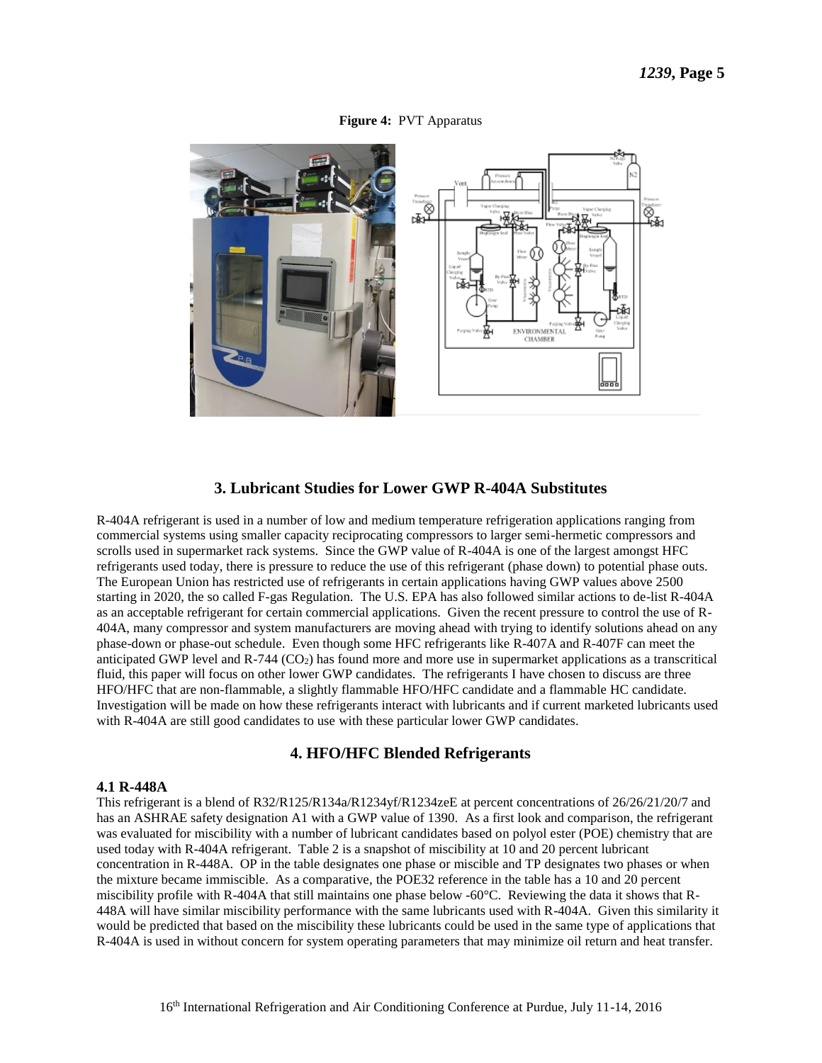**Figure 4:** PVT Apparatus

## 3. Lubricant Studies for Lower GWP R-404A Substitutes

R-404A refrigerant is used in a number of low and medium temperature refrigeration applications ranging from commercial systems using smaller capacity reciprocating compressors to larger semi-hermetic compressors and scrolls used in supermarket rack systems. Since the GWP value of R-404A is one of the largest amongst HFC refrigerants used today, there is pressure to reduce the use of this refrigerant (phase down) to potential phase outs. The European Union has restricted use of refrigerants in certain applications having GWP values above 2500 starting in 2020, the so called F-gas Regulation. The U.S. EPA has also followed similar actions to de-list R-404A as an acceptable refrigerant for certain commercial applications. Given the recent pressure to control the use of R-404A, many compressor and system manufacturers are moving ahead with trying to identify solutions ahead on any phase-down or phase-out schedule. Even though some HFC refrigerants like R-407A and R-407F can meet the anticipated GWP level and R-744 ($CO_2$) has found more and more use in supermarket applications as a transcritical fluid, this paper will focus on other lower GWP candidates. The refrigerants I have chosen to discuss are three HFO/HFC that are non-flammable, a slightly flammable HFO/HFC candidate and a flammable HC candidate. Investigation will be made on how these refrigerants interact with lubricants and if current marketed lubricants used with R-404A are still good candidates to use with these particular lower GWP candidates.

## 4. HFO/HFC Blended Refrigerants

### 4.1 R-448A

This refrigerant is a blend of R32/R125/R134a/R1234yf/R1234zeE at percent concentrations of 26/26/21/20/7 and has an ASHRAE safety designation A1 with a GWP value of 1390. As a first look and comparison, the refrigerant was evaluated for miscibility with a number of lubricant candidates based on polyol ester (POE) chemistry that are used today with R-404A refrigerant. Table 2 is a snapshot of miscibility at 10 and 20 percent lubricant concentration in R-448A. OP in the table designates one phase or miscible and TP designates two phases or when the mixture became immiscible. As a comparative, the POE32 reference in the table has a 10 and 20 percent miscibility profile with R-404A that still maintains one phase below -60°C. Reviewing the data it shows that R-448A will have similar miscibility performance with the same lubricants used with R-404A. Given this similarity it would be predicted that based on the miscibility these lubricants could be used in the same type of applications that R-404A is used in without concern for system operating parameters that may minimize oil return and heat transfer.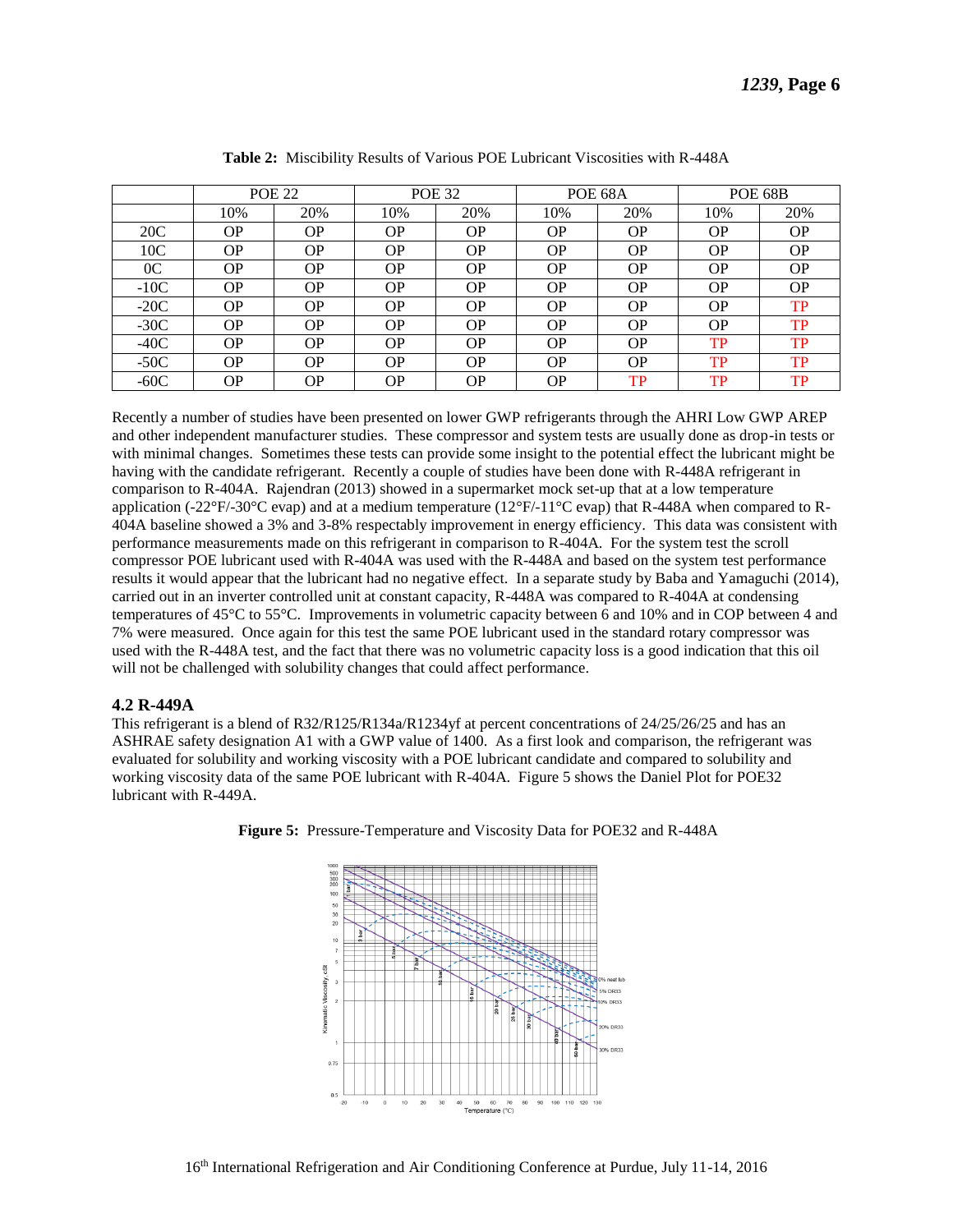**Table 2:** Miscibility Results of Various POE Lubricant Viscosities with R-448A

| | POE 22 | | POE 32 | | POE 68A | | POE 68B | |
|---|---|---|---|---|---|---|---|---|
| | 10% | 20% | 10% | 20% | 10% | 20% | 10% | 20% |
| 20C | OP | OP | OP | OP | OP | OP | OP | OP |
| 10C | OP | OP | OP | OP | OP | OP | OP | OP |
| 0C | OP | OP | OP | OP | OP | OP | OP | OP |
| -10C | OP | OP | OP | OP | OP | OP | OP | OP |
| -20C | OP | OP | OP | OP | OP | OP | OP | TP |
| -30C | OP | OP | OP | OP | OP | OP | OP | TP |
| -40C | OP | OP | OP | OP | OP | OP | TP | TP |
| -50C | OP | OP | OP | OP | OP | OP | TP | TP |
| -60C | OP | OP | OP | OP | OP | TP | TP | TP |

Recently a number of studies have been presented on lower GWP refrigerants through the AHRI Low GWP AREP and other independent manufacturer studies. These compressor and system tests are usually done as drop-in tests or with minimal changes. Sometimes these tests can provide some insight to the potential effect the lubricant might be having with the candidate refrigerant. Recently a couple of studies have been done with R-448A refrigerant in comparison to R-404A. Rajendran (2013) showed in a supermarket mock set-up that at a low temperature application (-22°F/-30°C evap) and at a medium temperature (12°F/-11°C evap) that R-448A when compared to R-404A baseline showed a 3% and 3-8% respectably improvement in energy efficiency. This data was consistent with performance measurements made on this refrigerant in comparison to R-404A. For the system test the scroll compressor POE lubricant used with R-404A was used with the R-448A and based on the system test performance results it would appear that the lubricant had no negative effect. In a separate study by Baba and Yamaguchi (2014), carried out in an inverter controlled unit at constant capacity, R-448A was compared to R-404A at condensing temperatures of 45°C to 55°C. Improvements in volumetric capacity between 6 and 10% and in COP between 4 and 7% were measured. Once again for this test the same POE lubricant used in the standard rotary compressor was used with the R-448A test, and the fact that there was no volumetric capacity loss is a good indication that this oil will not be challenged with solubility changes that could affect performance.

### 4.2 R-449A

This refrigerant is a blend of R32/R125/R134a/R1234yf at percent concentrations of 24/25/26/25 and has an ASHRAE safety designation A1 with a GWP value of 1400. As a first look and comparison, the refrigerant was evaluated for solubility and working viscosity with a POE lubricant candidate and compared to solubility and working viscosity data of the same POE lubricant with R-404A. Figure 5 shows the Daniel Plot for POE32 lubricant with R-449A.

**Figure 5:** Pressure-Temperature and Viscosity Data for POE32 and R-448A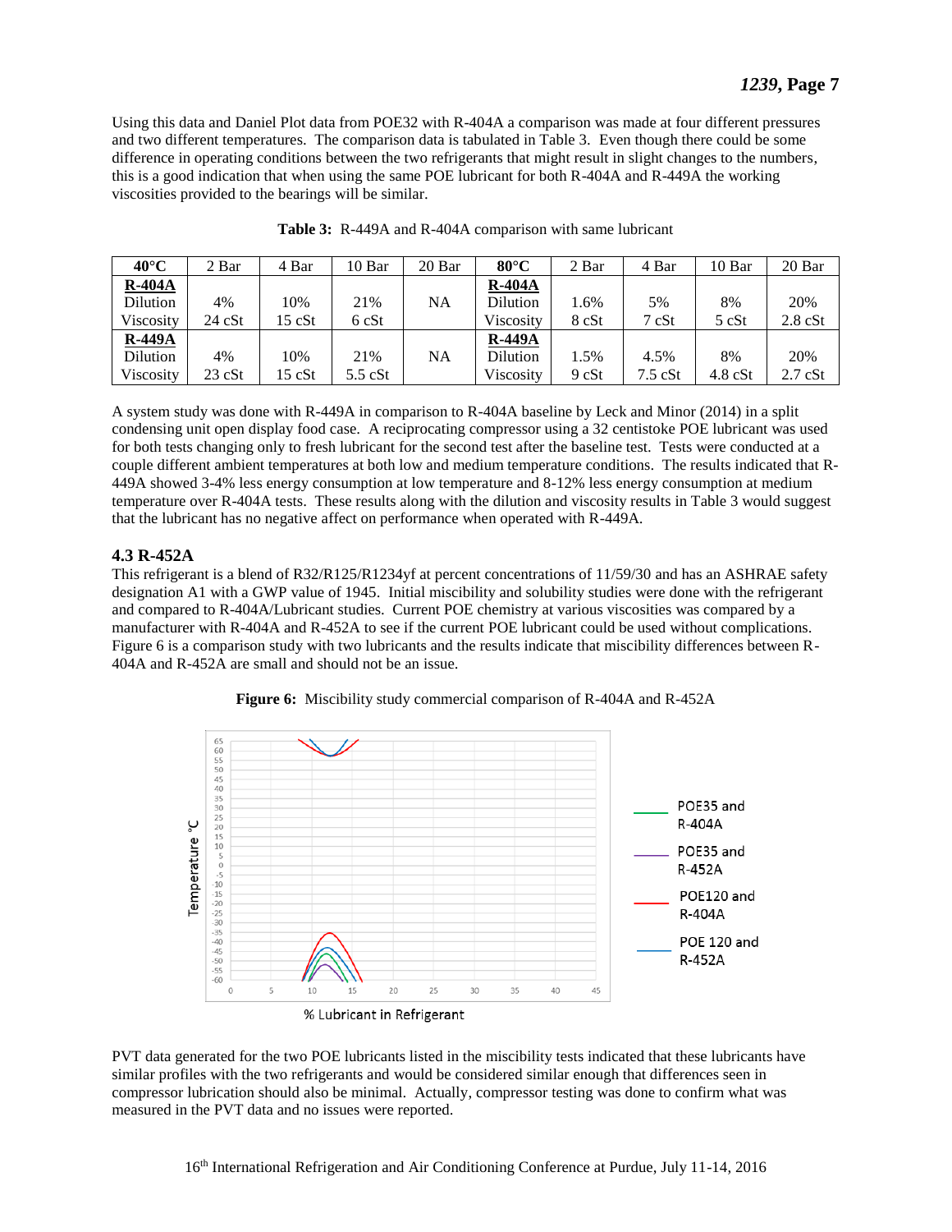Using this data and Daniel Plot data from POE32 with R-404A a comparison was made at four different pressures and two different temperatures. The comparison data is tabulated in Table 3. Even though there could be some difference in operating conditions between the two refrigerants that might result in slight changes to the numbers, this is a good indication that when using the same POE lubricant for both R-404A and R-449A the working viscosities provided to the bearings will be similar.

**Table 3:** R-449A and R-404A comparison with same lubricant

| 40°C | 2 Bar | 4 Bar | 10 Bar | 20 Bar | 80°C | 2 Bar | 4 Bar | 10 Bar | 20 Bar |
|---|---|---|---|---|---|---|---|---|---|
| **R-404A** Dilution Viscosity | 4% 24 cSt | 10% 15 cSt | 21% 6 cSt | NA | **R-404A** Dilution Viscosity | 1.6% 8 cSt | 5% 7 cSt | 8% 5 cSt | 20% 2.8 cSt |
| **R-449A** Dilution Viscosity | 4% 23 cSt | 10% 15 cSt | 21% 5.5 cSt | NA | **R-449A** Dilution Viscosity | 1.5% 9 cSt | 4.5% 7.5 cSt | 8% 4.8 cSt | 20% 2.7 cSt |

A system study was done with R-449A in comparison to R-404A baseline by Leck and Minor (2014) in a split condensing unit open display food case. A reciprocating compressor using a 32 centistoke POE lubricant was used for both tests changing only to fresh lubricant for the second test after the baseline test. Tests were conducted at a couple different ambient temperatures at both low and medium temperature conditions. The results indicated that R-449A showed 3-4% less energy consumption at low temperature and 8-12% less energy consumption at medium temperature over R-404A tests. These results along with the dilution and viscosity results in Table 3 would suggest that the lubricant has no negative affect on performance when operated with R-449A.

### 4.3 R-452A

This refrigerant is a blend of R32/R125/R1234yf at percent concentrations of 11/59/30 and has an ASHRAE safety designation A1 with a GWP value of 1945. Initial miscibility and solubility studies were done with the refrigerant and compared to R-404A/Lubricant studies. Current POE chemistry at various viscosities was compared by a manufacturer with R-404A and R-452A to see if the current POE lubricant could be used without complications. Figure 6 is a comparison study with two lubricants and the results indicate that miscibility differences between R-404A and R-452A are small and should not be an issue.

**Figure 6:** Miscibility study commercial comparison of R-404A and R-452A

PVT data generated for the two POE lubricants listed in the miscibility tests indicated that these lubricants have similar profiles with the two refrigerants and would be considered similar enough that differences seen in compressor lubrication should also be minimal. Actually, compressor testing was done to confirm what was measured in the PVT data and no issues were reported.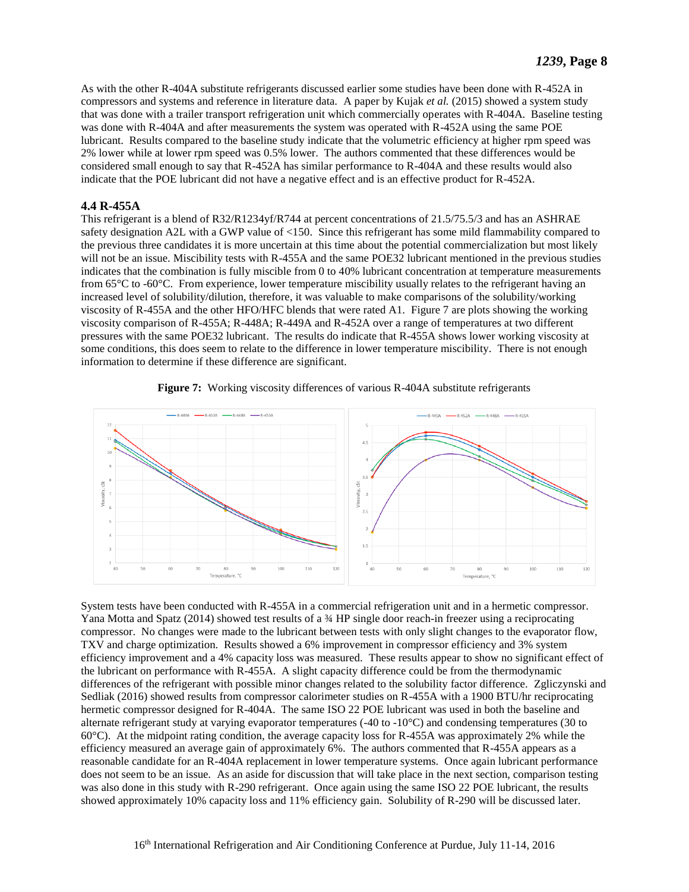As with the other R-404A substitute refrigerants discussed earlier some studies have been done with R-452A in compressors and systems and reference in literature data. A paper by Kujak *et al.* (2015) showed a system study that was done with a trailer transport refrigeration unit which commercially operates with R-404A. Baseline testing was done with R-404A and after measurements the system was operated with R-452A using the same POE lubricant. Results compared to the baseline study indicate that the volumetric efficiency at higher rpm speed was 2% lower while at lower rpm speed was 0.5% lower. The authors commented that these differences would be considered small enough to say that R-452A has similar performance to R-404A and these results would also indicate that the POE lubricant did not have a negative effect and is an effective product for R-452A.

### 4.4 R-455A

This refrigerant is a blend of R32/R1234yf/R744 at percent concentrations of 21.5/75.5/3 and has an ASHRAE safety designation A2L with a GWP value of <150. Since this refrigerant has some mild flammability compared to the previous three candidates it is more uncertain at this time about the potential commercialization but most likely will not be an issue. Miscibility tests with R-455A and the same POE32 lubricant mentioned in the previous studies indicates that the combination is fully miscible from 0 to 40% lubricant concentration at temperature measurements from 65°C to -60°C. From experience, lower temperature miscibility usually relates to the refrigerant having an increased level of solubility/dilution, therefore, it was valuable to make comparisons of the solubility/working viscosity of R-455A and the other HFO/HFC blends that were rated A1. Figure 7 are plots showing the working viscosity comparison of R-455A; R-448A; R-449A and R-452A over a range of temperatures at two different pressures with the same POE32 lubricant. The results do indicate that R-455A shows lower working viscosity at some conditions, this does seem to relate to the difference in lower temperature miscibility. There is not enough information to determine if these difference are significant.

**Figure 7:** Working viscosity differences of various R-404A substitute refrigerants

System tests have been conducted with R-455A in a commercial refrigeration unit and in a hermetic compressor. Yana Motta and Spatz (2014) showed test results of a ¾ HP single door reach-in freezer using a reciprocating compressor. No changes were made to the lubricant between tests with only slight changes to the evaporator flow, TXV and charge optimization. Results showed a 6% improvement in compressor efficiency and 3% system efficiency improvement and a 4% capacity loss was measured. These results appear to show no significant effect of the lubricant on performance with R-455A. A slight capacity difference could be from the thermodynamic differences of the refrigerant with possible minor changes related to the solubility factor difference. Zgliczynski and Sedliak (2016) showed results from compressor calorimeter studies on R-455A with a 1900 BTU/hr reciprocating hermetic compressor designed for R-404A. The same ISO 22 POE lubricant was used in both the baseline and alternate refrigerant study at varying evaporator temperatures (-40 to -10°C) and condensing temperatures (30 to 60°C). At the midpoint rating condition, the average capacity loss for R-455A was approximately 2% while the efficiency measured an average gain of approximately 6%. The authors commented that R-455A appears as a reasonable candidate for an R-404A replacement in lower temperature systems. Once again lubricant performance does not seem to be an issue. As an aside for discussion that will take place in the next section, comparison testing was also done in this study with R-290 refrigerant. Once again using the same ISO 22 POE lubricant, the results showed approximately 10% capacity loss and 11% efficiency gain. Solubility of R-290 will be discussed later.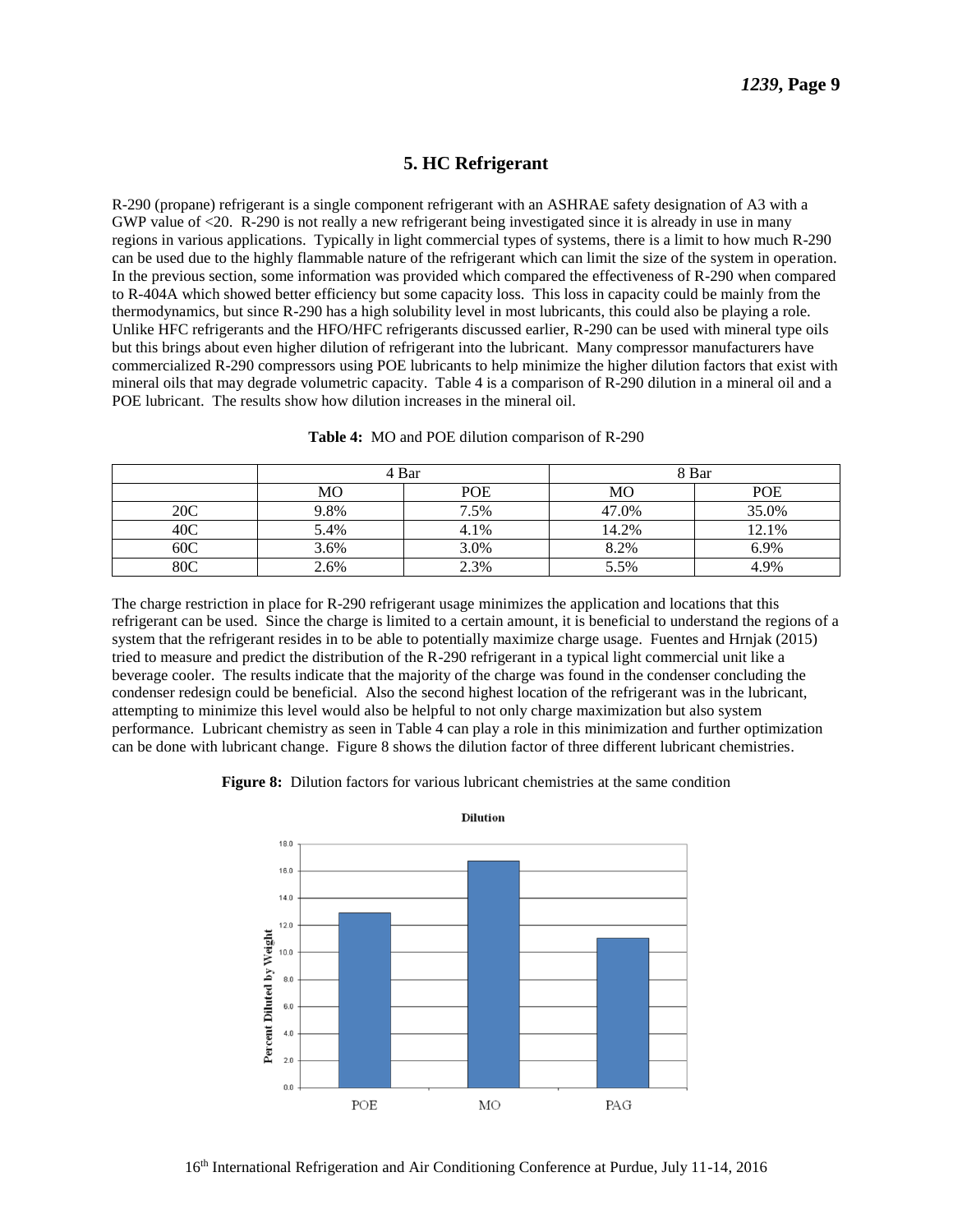## 5. HC Refrigerant

R-290 (propane) refrigerant is a single component refrigerant with an ASHRAE safety designation of A3 with a GWP value of <20. R-290 is not really a new refrigerant being investigated since it is already in use in many regions in various applications. Typically in light commercial types of systems, there is a limit to how much R-290 can be used due to the highly flammable nature of the refrigerant which can limit the size of the system in operation. In the previous section, some information was provided which compared the effectiveness of R-290 when compared to R-404A which showed better efficiency but some capacity loss. This loss in capacity could be mainly from the thermodynamics, but since R-290 has a high solubility level in most lubricants, this could also be playing a role. Unlike HFC refrigerants and the HFO/HFC refrigerants discussed earlier, R-290 can be used with mineral type oils but this brings about even higher dilution of refrigerant into the lubricant. Many compressor manufacturers have commercialized R-290 compressors using POE lubricants to help minimize the higher dilution factors that exist with mineral oils that may degrade volumetric capacity. Table 4 is a comparison of R-290 dilution in a mineral oil and a POE lubricant. The results show how dilution increases in the mineral oil.

**Table 4:** MO and POE dilution comparison of R-290

| | 4 Bar | | 8 Bar | |
|---|---|---|---|---|
| | MO | POE | MO | POE |
| 20C | 9.8% | 7.5% | 47.0% | 35.0% |
| 40C | 5.4% | 4.1% | 14.2% | 12.1% |
| 60C | 3.6% | 3.0% | 8.2% | 6.9% |
| 80C | 2.6% | 2.3% | 5.5% | 4.9% |

The charge restriction in place for R-290 refrigerant usage minimizes the application and locations that this refrigerant can be used. Since the charge is limited to a certain amount, it is beneficial to understand the regions of a system that the refrigerant resides in to be able to potentially maximize charge usage. Fuentes and Hrnjak (2015) tried to measure and predict the distribution of the R-290 refrigerant in a typical light commercial unit like a beverage cooler. The results indicate that the majority of the charge was found in the condenser concluding the condenser redesign could be beneficial. Also the second highest location of the refrigerant was in the lubricant, attempting to minimize this level would also be helpful to not only charge maximization but also system performance. Lubricant chemistry as seen in Table 4 can play a role in this minimization and further optimization can be done with lubricant change. Figure 8 shows the dilution factor of three different lubricant chemistries.

**Figure 8:** Dilution factors for various lubricant chemistries at the same condition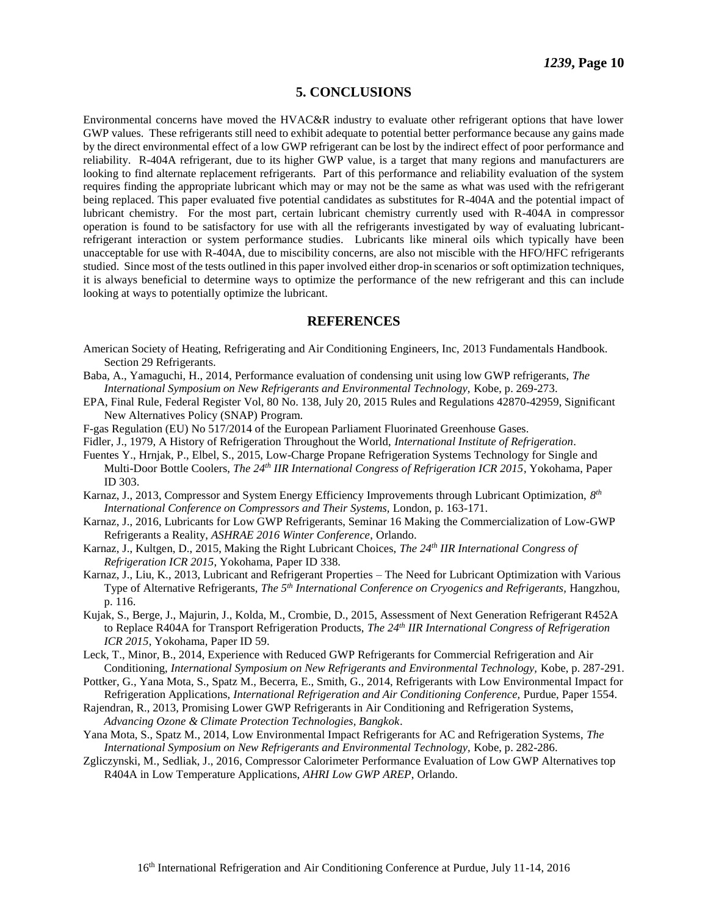## 5. CONCLUSIONS

Environmental concerns have moved the HVAC&R industry to evaluate other refrigerant options that have lower GWP values. These refrigerants still need to exhibit adequate to potential better performance because any gains made by the direct environmental effect of a low GWP refrigerant can be lost by the indirect effect of poor performance and reliability. R-404A refrigerant, due to its higher GWP value, is a target that many regions and manufacturers are looking to find alternate replacement refrigerants. Part of this performance and reliability evaluation of the system requires finding the appropriate lubricant which may or may not be the same as what was used with the refrigerant being replaced. This paper evaluated five potential candidates as substitutes for R-404A and the potential impact of lubricant chemistry. For the most part, certain lubricant chemistry currently used with R-404A in compressor operation is found to be satisfactory for use with all the refrigerants investigated by way of evaluating lubricant-refrigerant interaction or system performance studies. Lubricants like mineral oils which typically have been unacceptable for use with R-404A, due to miscibility concerns, are also not miscible with the HFO/HFC refrigerants studied. Since most of the tests outlined in this paper involved either drop-in scenarios or soft optimization techniques, it is always beneficial to determine ways to optimize the performance of the new refrigerant and this can include looking at ways to potentially optimize the lubricant.

## REFERENCES

American Society of Heating, Refrigerating and Air Conditioning Engineers, Inc, 2013 Fundamentals Handbook. Section 29 Refrigerants.

Baba, A., Yamaguchi, H., 2014, Performance evaluation of condensing unit using low GWP refrigerants, *The International Symposium on New Refrigerants and Environmental Technology*, Kobe, p. 269-273.

EPA, Final Rule, Federal Register Vol, 80 No. 138, July 20, 2015 Rules and Regulations 42870-42959, Significant New Alternatives Policy (SNAP) Program.

F-gas Regulation (EU) No 517/2014 of the European Parliament Fluorinated Greenhouse Gases.

Fidler, J., 1979, A History of Refrigeration Throughout the World, *International Institute of Refrigeration*.

Fuentes Y., Hrnjak, P., Elbel, S., 2015, Low-Charge Propane Refrigeration Systems Technology for Single and Multi-Door Bottle Coolers, *The 24th IIR International Congress of Refrigeration ICR 2015*, Yokohama, Paper ID 303.

Karnaz, J., 2013, Compressor and System Energy Efficiency Improvements through Lubricant Optimization, *8th International Conference on Compressors and Their Systems*, London, p. 163-171.

Karnaz, J., 2016, Lubricants for Low GWP Refrigerants, Seminar 16 Making the Commercialization of Low-GWP Refrigerants a Reality, *ASHRAE 2016 Winter Conference*, Orlando.

Karnaz, J., Kultgen, D., 2015, Making the Right Lubricant Choices, *The 24th IIR International Congress of Refrigeration ICR 2015*, Yokohama, Paper ID 338.

Karnaz, J., Liu, K., 2013, Lubricant and Refrigerant Properties – The Need for Lubricant Optimization with Various Type of Alternative Refrigerants, *The 5th International Conference on Cryogenics and Refrigerants*, Hangzhou, p. 116.

Kujak, S., Berge, J., Majurin, J., Kolda, M., Crombie, D., 2015, Assessment of Next Generation Refrigerant R452A to Replace R404A for Transport Refrigeration Products, *The 24th IIR International Congress of Refrigeration ICR 2015*, Yokohama, Paper ID 59.

Leck, T., Minor, B., 2014, Experience with Reduced GWP Refrigerants for Commercial Refrigeration and Air Conditioning, *International Symposium on New Refrigerants and Environmental Technology*, Kobe, p. 287-291.

Pottker, G., Yana Mota, S., Spatz M., Becerra, E., Smith, G., 2014, Refrigerants with Low Environmental Impact for Refrigeration Applications, *International Refrigeration and Air Conditioning Conference*, Purdue, Paper 1554.

Rajendran, R., 2013, Promising Lower GWP Refrigerants in Air Conditioning and Refrigeration Systems, *Advancing Ozone & Climate Protection Technologies, Bangkok*.

Yana Mota, S., Spatz M., 2014, Low Environmental Impact Refrigerants for AC and Refrigeration Systems, *The International Symposium on New Refrigerants and Environmental Technology*, Kobe, p. 282-286.

Zgliczynski, M., Sedliak, J., 2016, Compressor Calorimeter Performance Evaluation of Low GWP Alternatives top R404A in Low Temperature Applications, *AHRI Low GWP AREP*, Orlando.